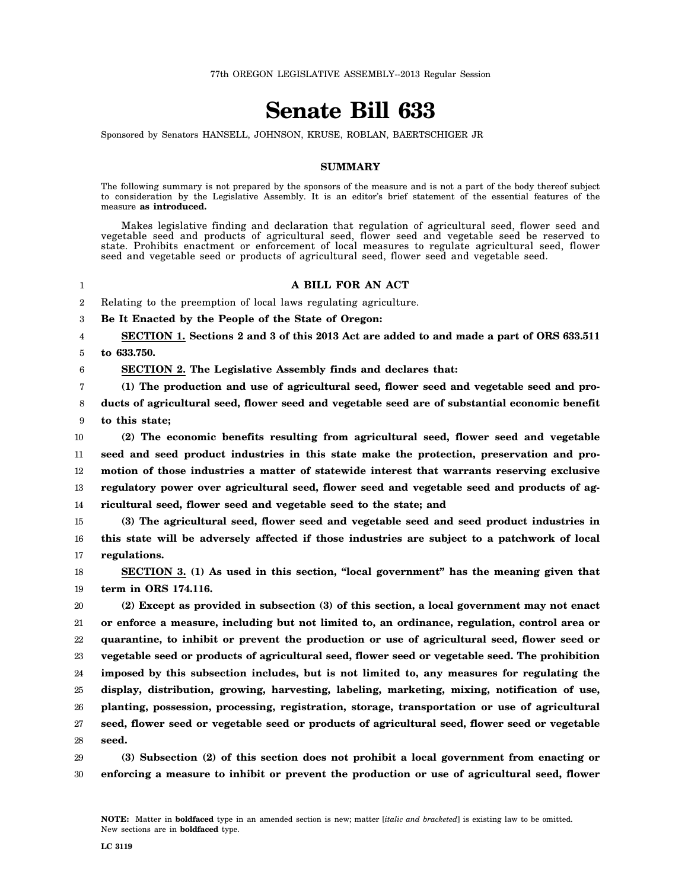77th OREGON LEGISLATIVE ASSEMBLY--2013 Regular Session

# Senate Bill 633

Sponsored by Senators HANSELL, JOHNSON, KRUSE, ROBLAN, BAERTSCHIGER JR

## SUMMARY

The following summary is not prepared by the sponsors of the measure and is not a part of the body thereof subject to consideration by the Legislative Assembly. It is an editor's brief statement of the essential features of the measure **as introduced.**

Makes legislative finding and declaration that regulation of agricultural seed, flower seed and vegetable seed and products of agricultural seed, flower seed and vegetable seed be reserved to state. Prohibits enactment or enforcement of local measures to regulate agricultural seed, flower seed and vegetable seed or products of agricultural seed, flower seed and vegetable seed.

### A BILL FOR AN ACT

Relating to the preemption of local laws regulating agriculture.

**Be It Enacted by the People of the State of Oregon:**

**SECTION 1. Sections 2 and 3 of this 2013 Act are added to and made a part of ORS 633.511 to 633.750.**

**SECTION 2. The Legislative Assembly finds and declares that:**

**(1) The production and use of agricultural seed, flower seed and vegetable seed and products of agricultural seed, flower seed and vegetable seed are of substantial economic benefit to this state;**

**(2) The economic benefits resulting from agricultural seed, flower seed and vegetable seed and seed product industries in this state make the protection, preservation and promotion of those industries a matter of statewide interest that warrants reserving exclusive regulatory power over agricultural seed, flower seed and vegetable seed and products of agricultural seed, flower seed and vegetable seed to the state; and**

**(3) The agricultural seed, flower seed and vegetable seed and seed product industries in this state will be adversely affected if those industries are subject to a patchwork of local regulations.**

**SECTION 3. (1) As used in this section, "local government" has the meaning given that term in ORS 174.116.**

**(2) Except as provided in subsection (3) of this section, a local government may not enact or enforce a measure, including but not limited to, an ordinance, regulation, control area or quarantine, to inhibit or prevent the production or use of agricultural seed, flower seed or vegetable seed or products of agricultural seed, flower seed or vegetable seed. The prohibition imposed by this subsection includes, but is not limited to, any measures for regulating the display, distribution, growing, harvesting, labeling, marketing, mixing, notification of use, planting, possession, processing, registration, storage, transportation or use of agricultural seed, flower seed or vegetable seed or products of agricultural seed, flower seed or vegetable seed.**

**(3) Subsection (2) of this section does not prohibit a local government from enacting or enforcing a measure to inhibit or prevent the production or use of agricultural seed, flower**

NOTE: Matter in **boldfaced** type in an amended section is new; matter [*italic and bracketed*] is existing law to be omitted. New sections are in **boldfaced** type.

LC 3119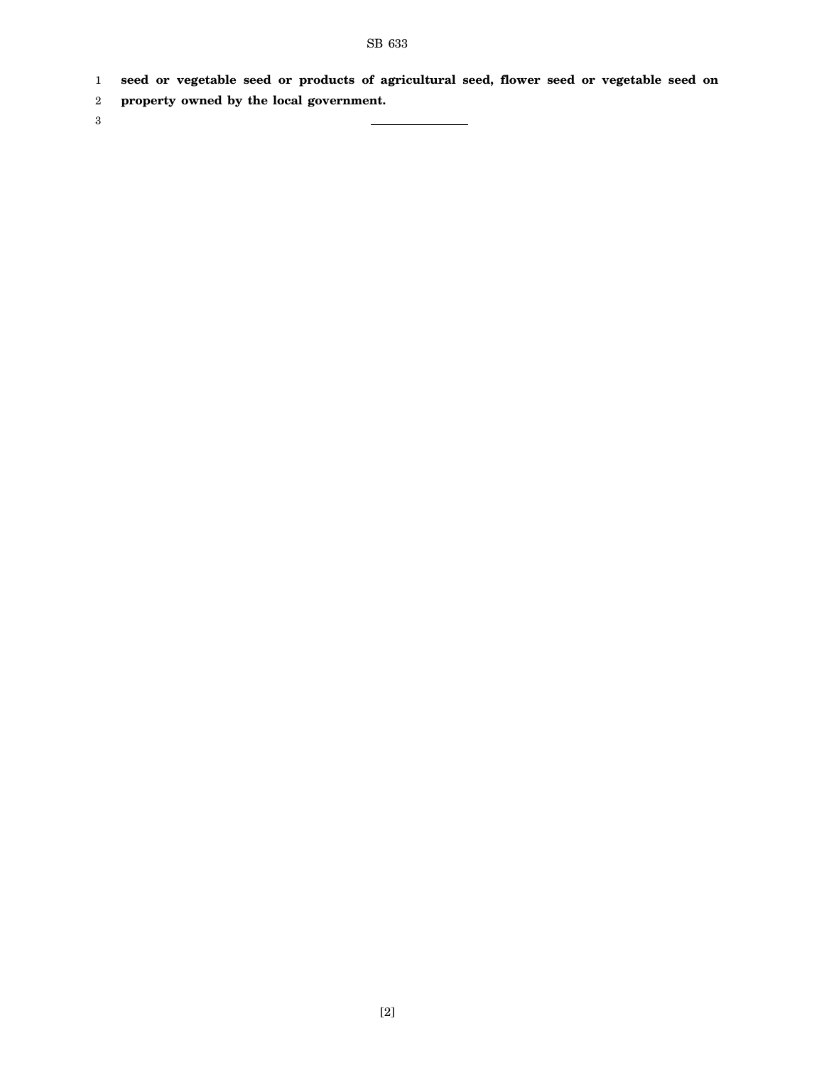**seed or vegetable seed or products of agricultural seed, flower seed or vegetable seed on property owned by the local government.**

---